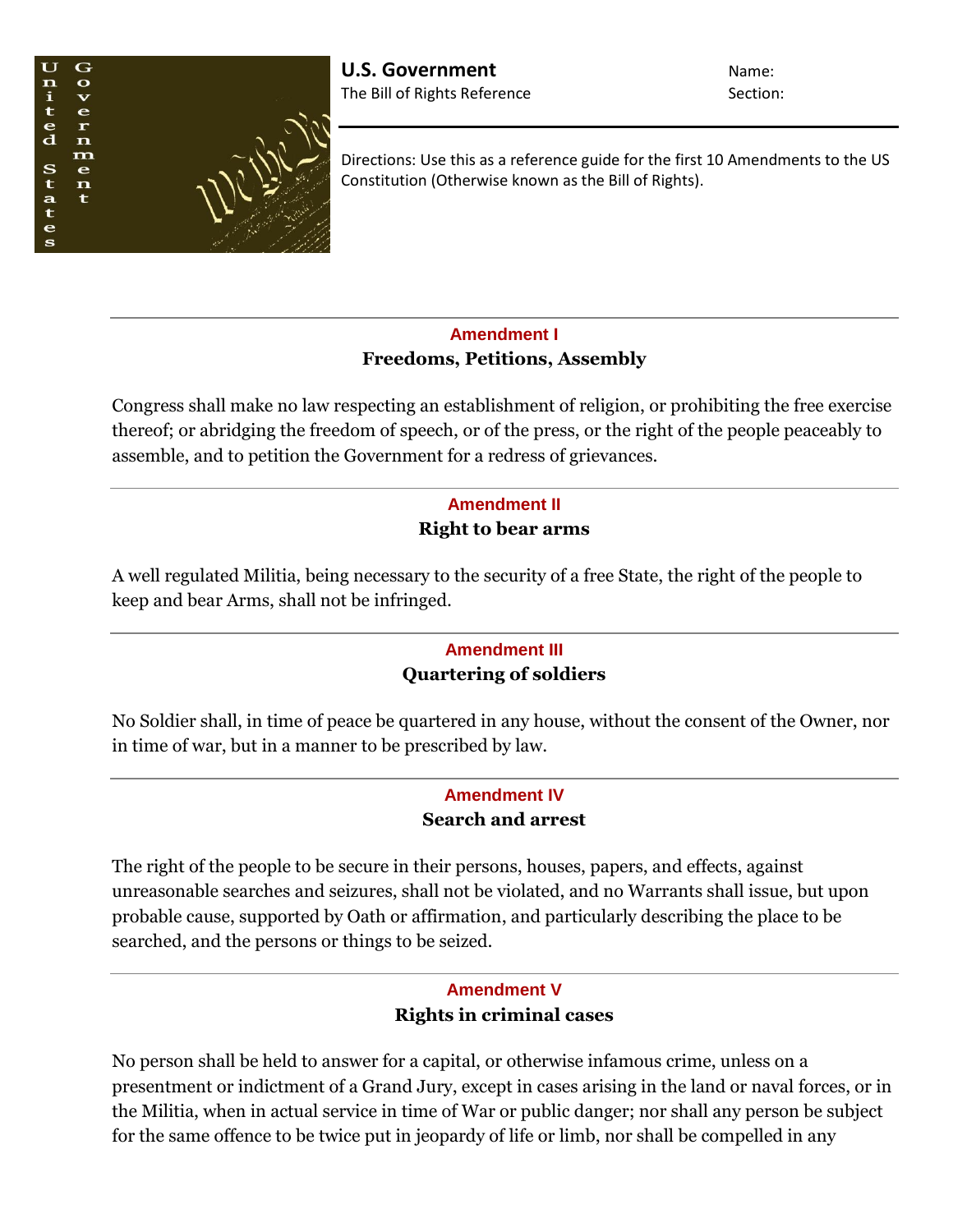**U.S. Government**
The Bill of Rights Reference

Name:
Section:

Directions: Use this as a reference guide for the first 10 Amendments to the US Constitution (Otherwise known as the Bill of Rights).

---

## Amendment I
### Freedoms, Petitions, Assembly

Congress shall make no law respecting an establishment of religion, or prohibiting the free exercise thereof; or abridging the freedom of speech, or of the press, or the right of the people peaceably to assemble, and to petition the Government for a redress of grievances.

---

## Amendment II
### Right to bear arms

A well regulated Militia, being necessary to the security of a free State, the right of the people to keep and bear Arms, shall not be infringed.

---

## Amendment III
### Quartering of soldiers

No Soldier shall, in time of peace be quartered in any house, without the consent of the Owner, nor in time of war, but in a manner to be prescribed by law.

---

## Amendment IV
### Search and arrest

The right of the people to be secure in their persons, houses, papers, and effects, against unreasonable searches and seizures, shall not be violated, and no Warrants shall issue, but upon probable cause, supported by Oath or affirmation, and particularly describing the place to be searched, and the persons or things to be seized.

---

## Amendment V
### Rights in criminal cases

No person shall be held to answer for a capital, or otherwise infamous crime, unless on a presentment or indictment of a Grand Jury, except in cases arising in the land or naval forces, or in the Militia, when in actual service in time of War or public danger; nor shall any person be subject for the same offence to be twice put in jeopardy of life or limb, nor shall be compelled in any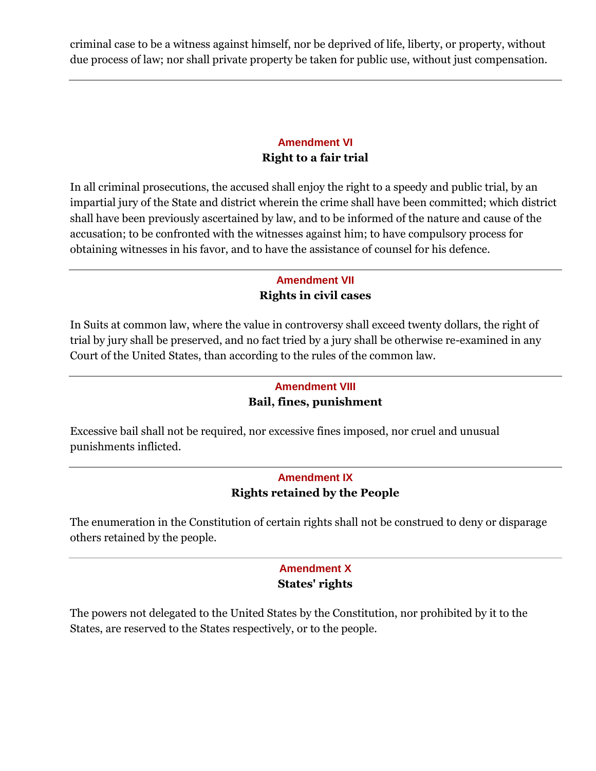criminal case to be a witness against himself, nor be deprived of life, liberty, or property, without due process of law; nor shall private property be taken for public use, without just compensation.

---

## Amendment VI

### Right to a fair trial

In all criminal prosecutions, the accused shall enjoy the right to a speedy and public trial, by an impartial jury of the State and district wherein the crime shall have been committed; which district shall have been previously ascertained by law, and to be informed of the nature and cause of the accusation; to be confronted with the witnesses against him; to have compulsory process for obtaining witnesses in his favor, and to have the assistance of counsel for his defence.

---

## Amendment VII

### Rights in civil cases

In Suits at common law, where the value in controversy shall exceed twenty dollars, the right of trial by jury shall be preserved, and no fact tried by a jury shall be otherwise re-examined in any Court of the United States, than according to the rules of the common law.

---

## Amendment VIII

### Bail, fines, punishment

Excessive bail shall not be required, nor excessive fines imposed, nor cruel and unusual punishments inflicted.

---

## Amendment IX

### Rights retained by the People

The enumeration in the Constitution of certain rights shall not be construed to deny or disparage others retained by the people.

---

## Amendment X

### States' rights

The powers not delegated to the United States by the Constitution, nor prohibited by it to the States, are reserved to the States respectively, or to the people.